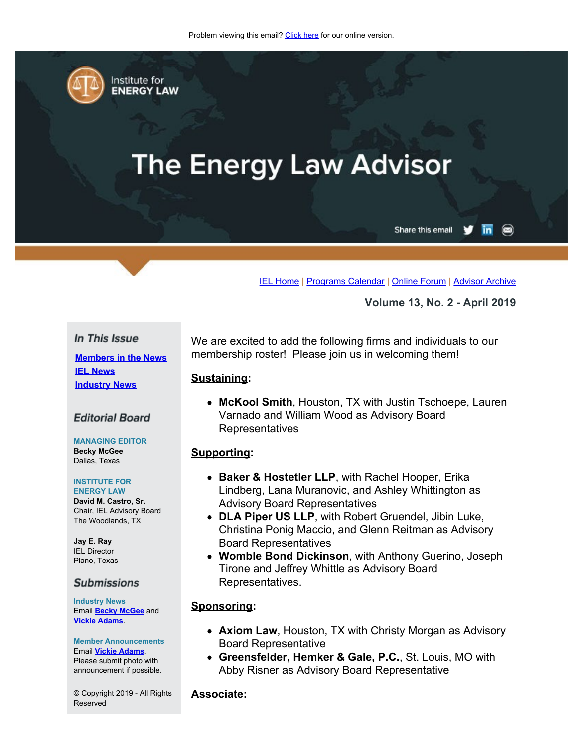Problem viewing this email? Click here for our online version.

Institute for ENERGY LAW

# The Energy Law Advisor

Share this email

IEL Home | Programs Calendar | Online Forum | Advisor Archive

**Volume 13, No. 2 - April 2019**

### *In This Issue*

[Members in the News]
[IEL News]
[Industry News]

### *Editorial Board*

**MANAGING EDITOR**
**Becky McGee**
Dallas, Texas

**INSTITUTE FOR ENERGY LAW**
**David M. Castro, Sr.**
Chair, IEL Advisory Board
The Woodlands, TX

**Jay E. Ray**
IEL Director
Plano, Texas

### *Submissions*

**Industry News**
Email **Becky McGee** and **Vickie Adams**.

**Member Announcements**
Email **Vickie Adams**. Please submit photo with announcement if possible.

© Copyright 2019 - All Rights Reserved

We are excited to add the following firms and individuals to our membership roster! Please join us in welcoming them!

**Sustaining:**

- **McKool Smith**, Houston, TX with Justin Tschoepe, Lauren Varnado and William Wood as Advisory Board Representatives

**Supporting:**

- **Baker & Hostetler LLP**, with Rachel Hooper, Erika Lindberg, Lana Muranovic, and Ashley Whittington as Advisory Board Representatives
- **DLA Piper US LLP**, with Robert Gruendel, Jibin Luke, Christina Ponig Maccio, and Glenn Reitman as Advisory Board Representatives
- **Womble Bond Dickinson**, with Anthony Guerino, Joseph Tirone and Jeffrey Whittle as Advisory Board Representatives.

**Sponsoring:**

- **Axiom Law**, Houston, TX with Christy Morgan as Advisory Board Representative
- **Greensfelder, Hemker & Gale, P.C.**, St. Louis, MO with Abby Risner as Advisory Board Representative

**Associate:**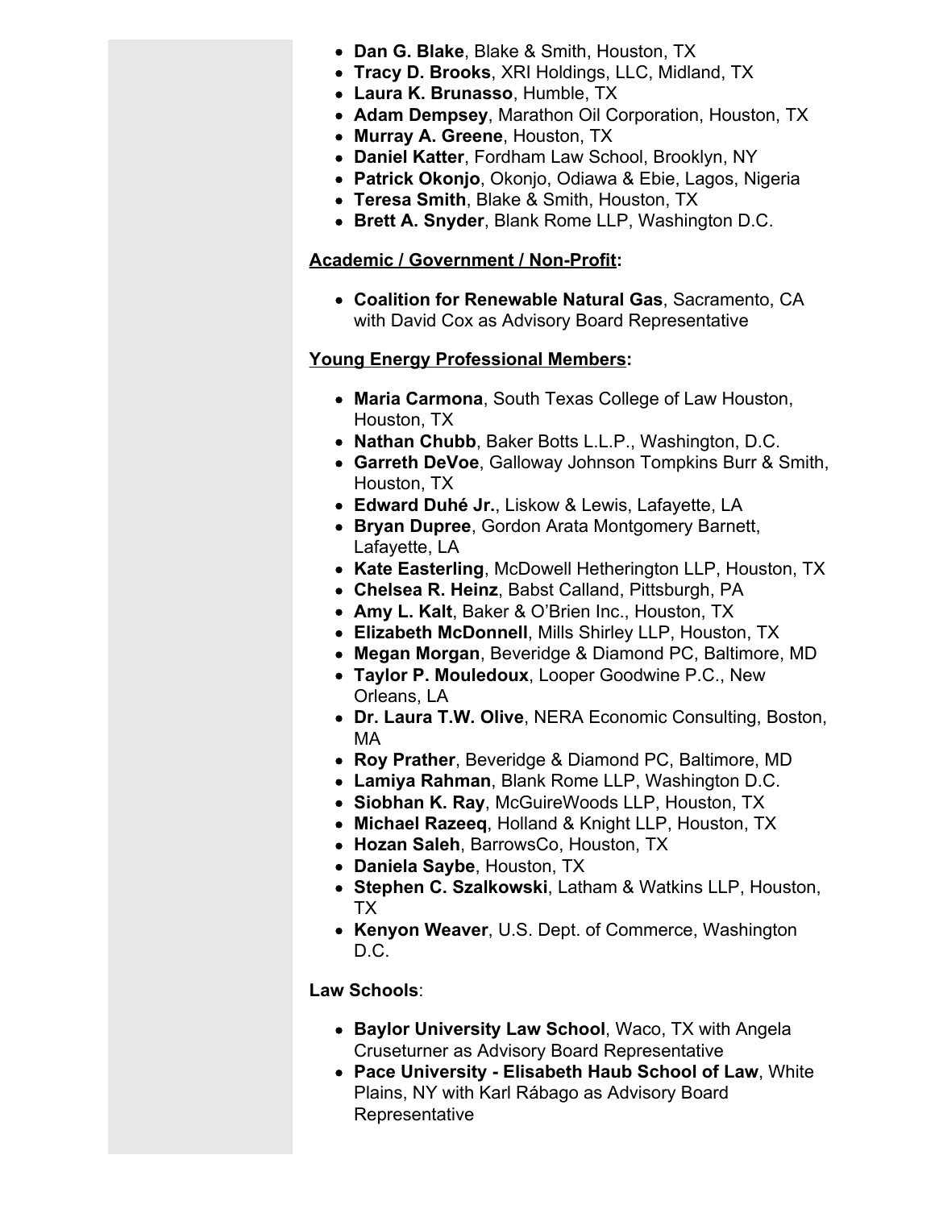- **Dan G. Blake**, Blake & Smith, Houston, TX
- **Tracy D. Brooks**, XRI Holdings, LLC, Midland, TX
- **Laura K. Brunasso**, Humble, TX
- **Adam Dempsey**, Marathon Oil Corporation, Houston, TX
- **Murray A. Greene**, Houston, TX
- **Daniel Katter**, Fordham Law School, Brooklyn, NY
- **Patrick Okonjo**, Okonjo, Odiawa & Ebie, Lagos, Nigeria
- **Teresa Smith**, Blake & Smith, Houston, TX
- **Brett A. Snyder**, Blank Rome LLP, Washington D.C.

**Academic / Government / Non-Profit:**

- **Coalition for Renewable Natural Gas**, Sacramento, CA with David Cox as Advisory Board Representative

**Young Energy Professional Members:**

- **Maria Carmona**, South Texas College of Law Houston, Houston, TX
- **Nathan Chubb**, Baker Botts L.L.P., Washington, D.C.
- **Garreth DeVoe**, Galloway Johnson Tompkins Burr & Smith, Houston, TX
- **Edward Duhé Jr.**, Liskow & Lewis, Lafayette, LA
- **Bryan Dupree**, Gordon Arata Montgomery Barnett, Lafayette, LA
- **Kate Easterling**, McDowell Hetherington LLP, Houston, TX
- **Chelsea R. Heinz**, Babst Calland, Pittsburgh, PA
- **Amy L. Kalt**, Baker & O'Brien Inc., Houston, TX
- **Elizabeth McDonnell**, Mills Shirley LLP, Houston, TX
- **Megan Morgan**, Beveridge & Diamond PC, Baltimore, MD
- **Taylor P. Mouledoux**, Looper Goodwine P.C., New Orleans, LA
- **Dr. Laura T.W. Olive**, NERA Economic Consulting, Boston, MA
- **Roy Prather**, Beveridge & Diamond PC, Baltimore, MD
- **Lamiya Rahman**, Blank Rome LLP, Washington D.C.
- **Siobhan K. Ray**, McGuireWoods LLP, Houston, TX
- **Michael Razeeq**, Holland & Knight LLP, Houston, TX
- **Hozan Saleh**, BarrowsCo, Houston, TX
- **Daniela Saybe**, Houston, TX
- **Stephen C. Szalkowski**, Latham & Watkins LLP, Houston, TX
- **Kenyon Weaver**, U.S. Dept. of Commerce, Washington D.C.

**Law Schools**:

- **Baylor University Law School**, Waco, TX with Angela Cruseturner as Advisory Board Representative
- **Pace University - Elisabeth Haub School of Law**, White Plains, NY with Karl Rábago as Advisory Board Representative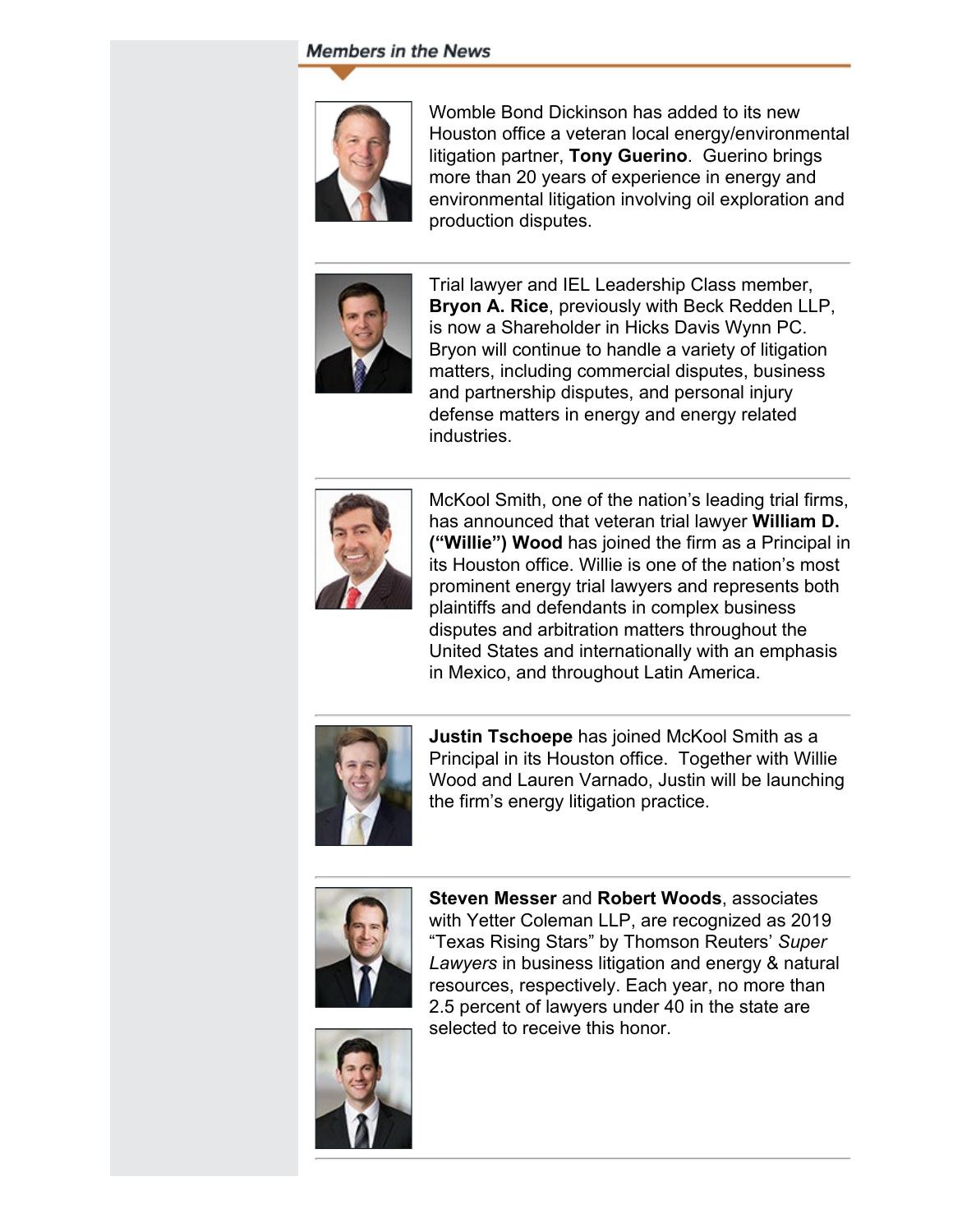## Members in the News

Womble Bond Dickinson has added to its new Houston office a veteran local energy/environmental litigation partner, **Tony Guerino**. Guerino brings more than 20 years of experience in energy and environmental litigation involving oil exploration and production disputes.

---

Trial lawyer and IEL Leadership Class member, **Bryon A. Rice**, previously with Beck Redden LLP, is now a Shareholder in Hicks Davis Wynn PC. Bryon will continue to handle a variety of litigation matters, including commercial disputes, business and partnership disputes, and personal injury defense matters in energy and energy related industries.

---

McKool Smith, one of the nation's leading trial firms, has announced that veteran trial lawyer **William D. ("Willie") Wood** has joined the firm as a Principal in its Houston office. Willie is one of the nation's most prominent energy trial lawyers and represents both plaintiffs and defendants in complex business disputes and arbitration matters throughout the United States and internationally with an emphasis in Mexico, and throughout Latin America.

---

**Justin Tschoepe** has joined McKool Smith as a Principal in its Houston office. Together with Willie Wood and Lauren Varnado, Justin will be launching the firm's energy litigation practice.

---

**Steven Messer** and **Robert Woods**, associates with Yetter Coleman LLP, are recognized as 2019 "Texas Rising Stars" by Thomson Reuters' *Super Lawyers* in business litigation and energy & natural resources, respectively. Each year, no more than 2.5 percent of lawyers under 40 in the state are selected to receive this honor.

---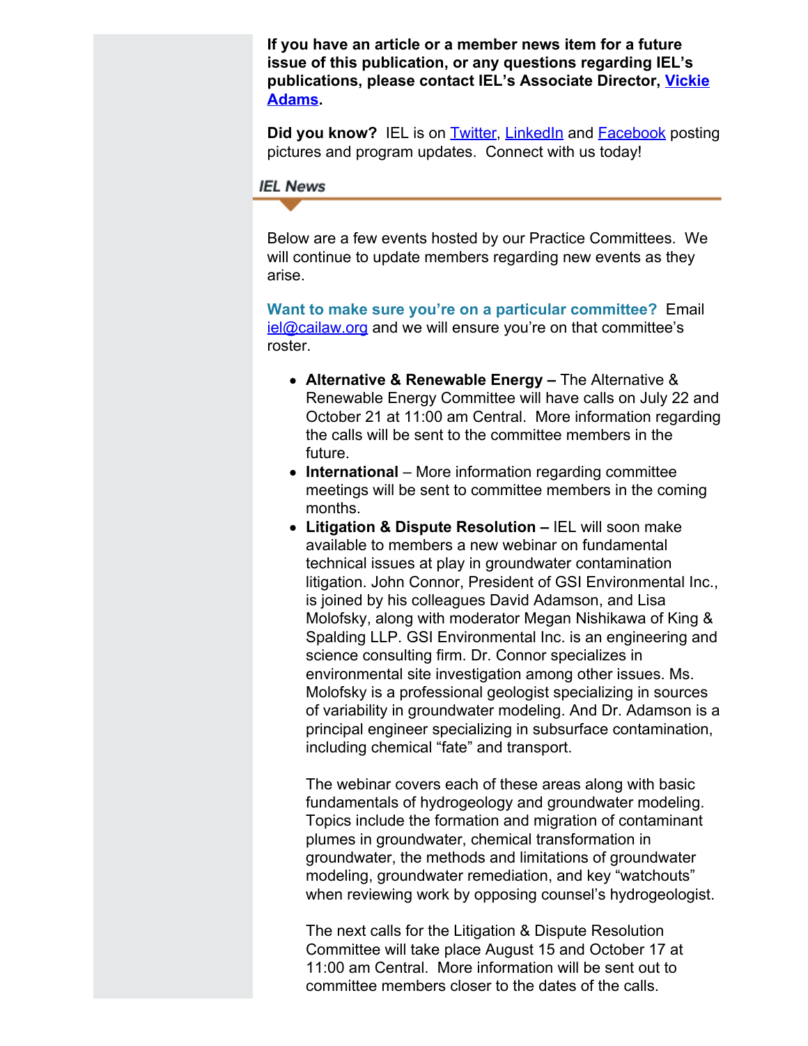**If you have an article or a member news item for a future issue of this publication, or any questions regarding IEL's publications, please contact IEL's Associate Director, [Vickie Adams](#).**

**Did you know?** IEL is on [Twitter](#), [LinkedIn](#) and [Facebook](#) posting pictures and program updates. Connect with us today!

## IEL News

Below are a few events hosted by our Practice Committees. We will continue to update members regarding new events as they arise.

**Want to make sure you're on a particular committee?** Email [iel@cailaw.org](mailto:iel@cailaw.org) and we will ensure you're on that committee's roster.

- **Alternative & Renewable Energy –** The Alternative & Renewable Energy Committee will have calls on July 22 and October 21 at 11:00 am Central. More information regarding the calls will be sent to the committee members in the future.
- **International** – More information regarding committee meetings will be sent to committee members in the coming months.
- **Litigation & Dispute Resolution –** IEL will soon make available to members a new webinar on fundamental technical issues at play in groundwater contamination litigation. John Connor, President of GSI Environmental Inc., is joined by his colleagues David Adamson, and Lisa Molofsky, along with moderator Megan Nishikawa of King & Spalding LLP. GSI Environmental Inc. is an engineering and science consulting firm. Dr. Connor specializes in environmental site investigation among other issues. Ms. Molofsky is a professional geologist specializing in sources of variability in groundwater modeling. And Dr. Adamson is a principal engineer specializing in subsurface contamination, including chemical "fate" and transport.

  The webinar covers each of these areas along with basic fundamentals of hydrogeology and groundwater modeling. Topics include the formation and migration of contaminant plumes in groundwater, chemical transformation in groundwater, the methods and limitations of groundwater modeling, groundwater remediation, and key "watchouts" when reviewing work by opposing counsel's hydrogeologist.

  The next calls for the Litigation & Dispute Resolution Committee will take place August 15 and October 17 at 11:00 am Central. More information will be sent out to committee members closer to the dates of the calls.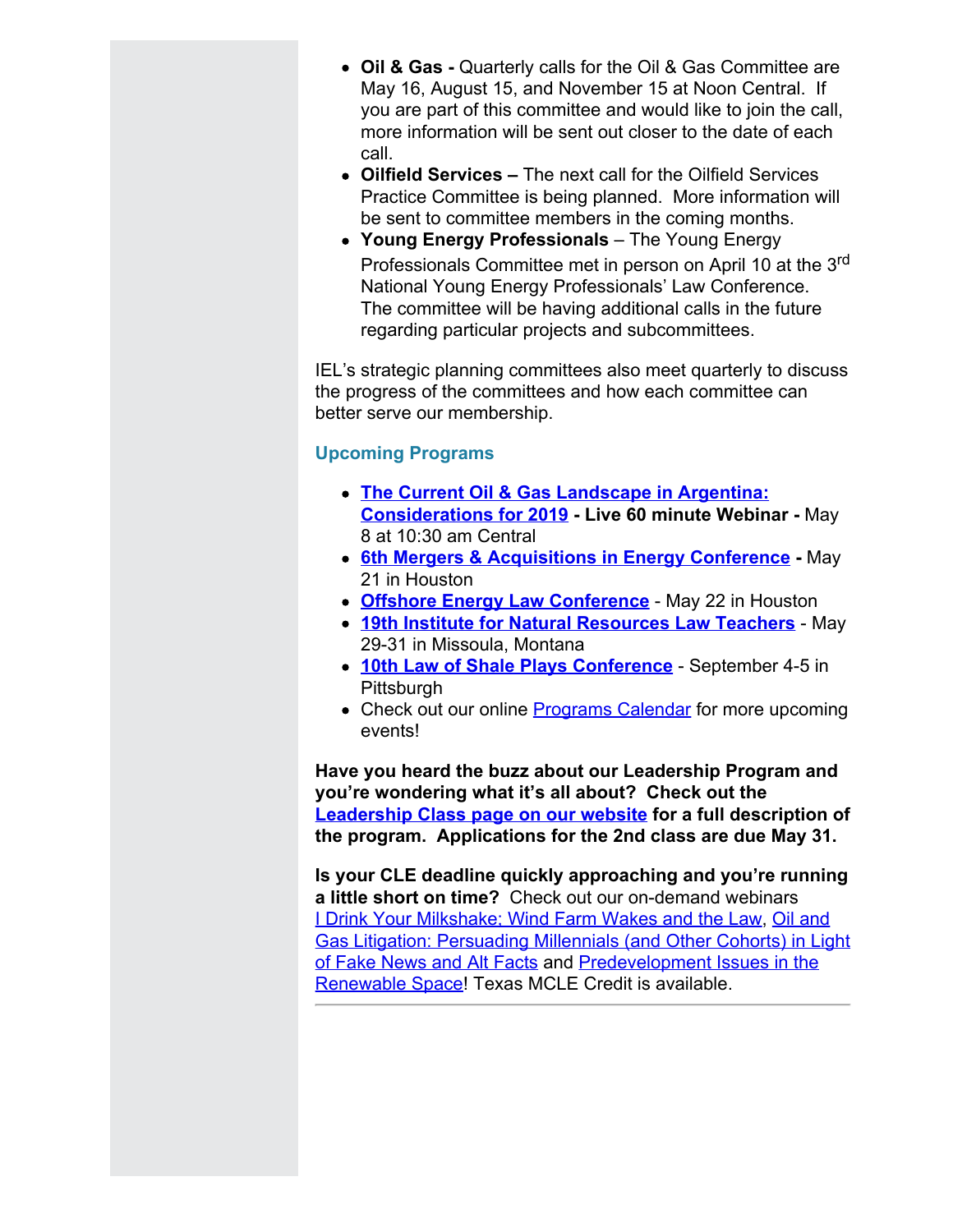- **Oil & Gas -** Quarterly calls for the Oil & Gas Committee are May 16, August 15, and November 15 at Noon Central. If you are part of this committee and would like to join the call, more information will be sent out closer to the date of each call.
- **Oilfield Services –** The next call for the Oilfield Services Practice Committee is being planned. More information will be sent to committee members in the coming months.
- **Young Energy Professionals** – The Young Energy Professionals Committee met in person on April 10 at the 3rd National Young Energy Professionals' Law Conference. The committee will be having additional calls in the future regarding particular projects and subcommittees.

IEL's strategic planning committees also meet quarterly to discuss the progress of the committees and how each committee can better serve our membership.

### Upcoming Programs

- **The Current Oil & Gas Landscape in Argentina: Considerations for 2019 - Live 60 minute Webinar -** May 8 at 10:30 am Central
- **6th Mergers & Acquisitions in Energy Conference -** May 21 in Houston
- **Offshore Energy Law Conference** - May 22 in Houston
- **19th Institute for Natural Resources Law Teachers** - May 29-31 in Missoula, Montana
- **10th Law of Shale Plays Conference** - September 4-5 in Pittsburgh
- Check out our online Programs Calendar for more upcoming events!

**Have you heard the buzz about our Leadership Program and you're wondering what it's all about? Check out the Leadership Class page on our website for a full description of the program. Applications for the 2nd class are due May 31.**

**Is your CLE deadline quickly approaching and you're running a little short on time?** Check out our on-demand webinars I Drink Your Milkshake; Wind Farm Wakes and the Law, Oil and Gas Litigation: Persuading Millennials (and Other Cohorts) in Light of Fake News and Alt Facts and Predevelopment Issues in the Renewable Space! Texas MCLE Credit is available.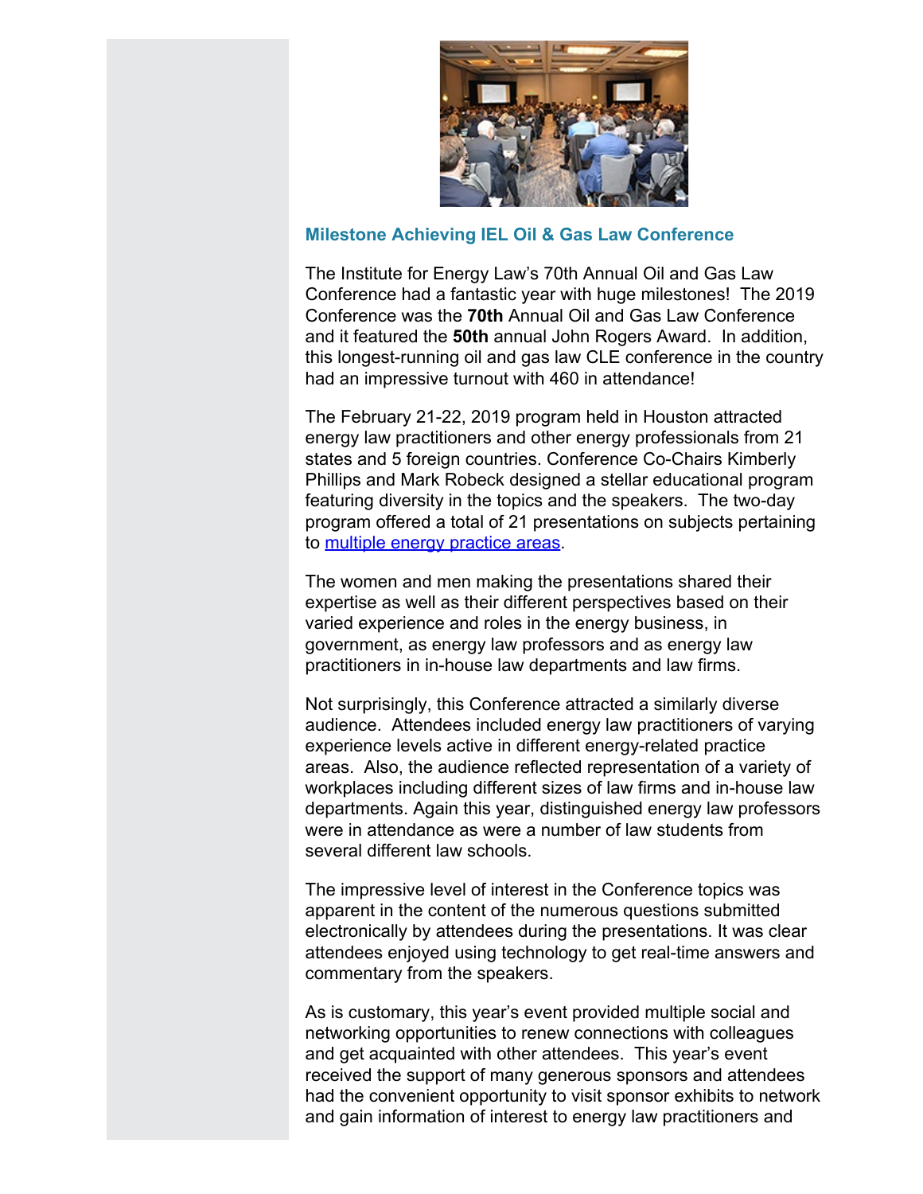## Milestone Achieving IEL Oil & Gas Law Conference

The Institute for Energy Law's 70th Annual Oil and Gas Law Conference had a fantastic year with huge milestones! The 2019 Conference was the **70th** Annual Oil and Gas Law Conference and it featured the **50th** annual John Rogers Award. In addition, this longest-running oil and gas law CLE conference in the country had an impressive turnout with 460 in attendance!

The February 21-22, 2019 program held in Houston attracted energy law practitioners and other energy professionals from 21 states and 5 foreign countries. Conference Co-Chairs Kimberly Phillips and Mark Robeck designed a stellar educational program featuring diversity in the topics and the speakers. The two-day program offered a total of 21 presentations on subjects pertaining to multiple energy practice areas.

The women and men making the presentations shared their expertise as well as their different perspectives based on their varied experience and roles in the energy business, in government, as energy law professors and as energy law practitioners in in-house law departments and law firms.

Not surprisingly, this Conference attracted a similarly diverse audience. Attendees included energy law practitioners of varying experience levels active in different energy-related practice areas. Also, the audience reflected representation of a variety of workplaces including different sizes of law firms and in-house law departments. Again this year, distinguished energy law professors were in attendance as were a number of law students from several different law schools.

The impressive level of interest in the Conference topics was apparent in the content of the numerous questions submitted electronically by attendees during the presentations. It was clear attendees enjoyed using technology to get real-time answers and commentary from the speakers.

As is customary, this year's event provided multiple social and networking opportunities to renew connections with colleagues and get acquainted with other attendees. This year's event received the support of many generous sponsors and attendees had the convenient opportunity to visit sponsor exhibits to network and gain information of interest to energy law practitioners and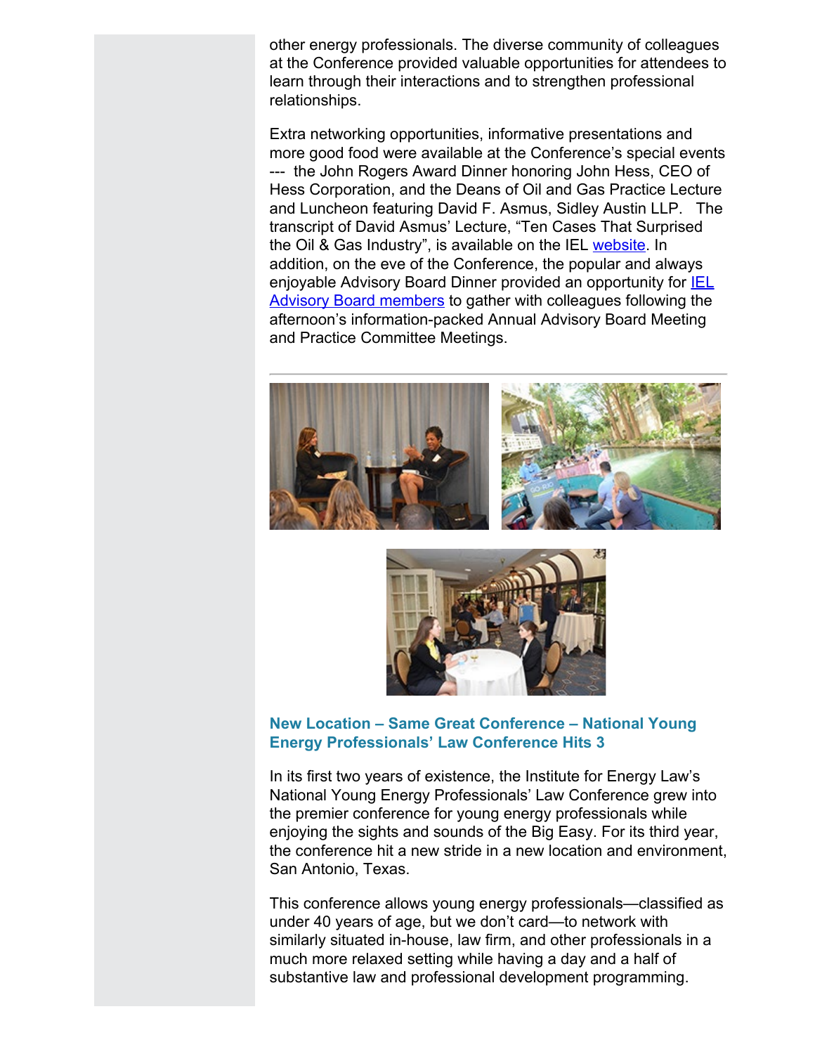other energy professionals. The diverse community of colleagues at the Conference provided valuable opportunities for attendees to learn through their interactions and to strengthen professional relationships.

Extra networking opportunities, informative presentations and more good food were available at the Conference's special events --- the John Rogers Award Dinner honoring John Hess, CEO of Hess Corporation, and the Deans of Oil and Gas Practice Lecture and Luncheon featuring David F. Asmus, Sidley Austin LLP. The transcript of David Asmus' Lecture, "Ten Cases That Surprised the Oil & Gas Industry", is available on the IEL website. In addition, on the eve of the Conference, the popular and always enjoyable Advisory Board Dinner provided an opportunity for IEL Advisory Board members to gather with colleagues following the afternoon's information-packed Annual Advisory Board Meeting and Practice Committee Meetings.

---

### New Location – Same Great Conference – National Young Energy Professionals' Law Conference Hits 3

In its first two years of existence, the Institute for Energy Law's National Young Energy Professionals' Law Conference grew into the premier conference for young energy professionals while enjoying the sights and sounds of the Big Easy. For its third year, the conference hit a new stride in a new location and environment, San Antonio, Texas.

This conference allows young energy professionals—classified as under 40 years of age, but we don't card—to network with similarly situated in-house, law firm, and other professionals in a much more relaxed setting while having a day and a half of substantive law and professional development programming.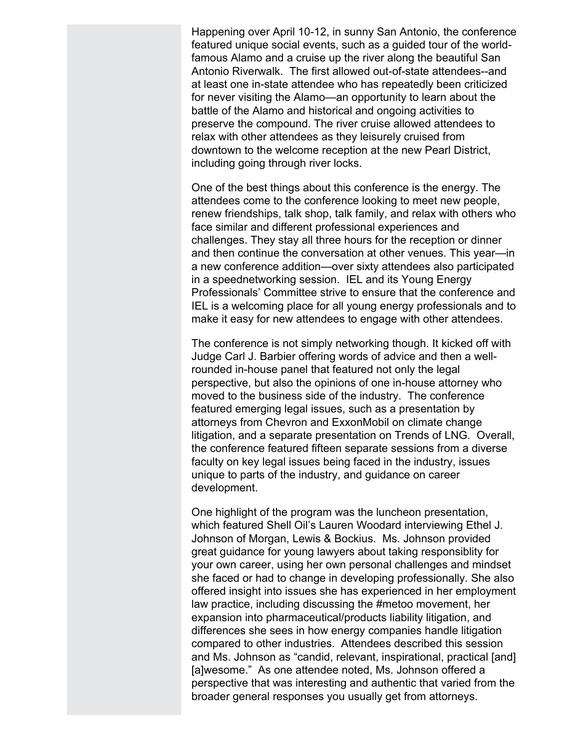Happening over April 10-12, in sunny San Antonio, the conference featured unique social events, such as a guided tour of the world-famous Alamo and a cruise up the river along the beautiful San Antonio Riverwalk. The first allowed out-of-state attendees--and at least one in-state attendee who has repeatedly been criticized for never visiting the Alamo—an opportunity to learn about the battle of the Alamo and historical and ongoing activities to preserve the compound. The river cruise allowed attendees to relax with other attendees as they leisurely cruised from downtown to the welcome reception at the new Pearl District, including going through river locks.

One of the best things about this conference is the energy. The attendees come to the conference looking to meet new people, renew friendships, talk shop, talk family, and relax with others who face similar and different professional experiences and challenges. They stay all three hours for the reception or dinner and then continue the conversation at other venues. This year—in a new conference addition—over sixty attendees also participated in a speednetworking session. IEL and its Young Energy Professionals' Committee strive to ensure that the conference and IEL is a welcoming place for all young energy professionals and to make it easy for new attendees to engage with other attendees.

The conference is not simply networking though. It kicked off with Judge Carl J. Barbier offering words of advice and then a well-rounded in-house panel that featured not only the legal perspective, but also the opinions of one in-house attorney who moved to the business side of the industry. The conference featured emerging legal issues, such as a presentation by attorneys from Chevron and ExxonMobil on climate change litigation, and a separate presentation on Trends of LNG. Overall, the conference featured fifteen separate sessions from a diverse faculty on key legal issues being faced in the industry, issues unique to parts of the industry, and guidance on career development.

One highlight of the program was the luncheon presentation, which featured Shell Oil's Lauren Woodard interviewing Ethel J. Johnson of Morgan, Lewis & Bockius. Ms. Johnson provided great guidance for young lawyers about taking responsiblity for your own career, using her own personal challenges and mindset she faced or had to change in developing professionally. She also offered insight into issues she has experienced in her employment law practice, including discussing the #metoo movement, her expansion into pharmaceutical/products liability litigation, and differences she sees in how energy companies handle litigation compared to other industries. Attendees described this session and Ms. Johnson as "candid, relevant, inspirational, practical [and] [a]wesome." As one attendee noted, Ms. Johnson offered a perspective that was interesting and authentic that varied from the broader general responses you usually get from attorneys.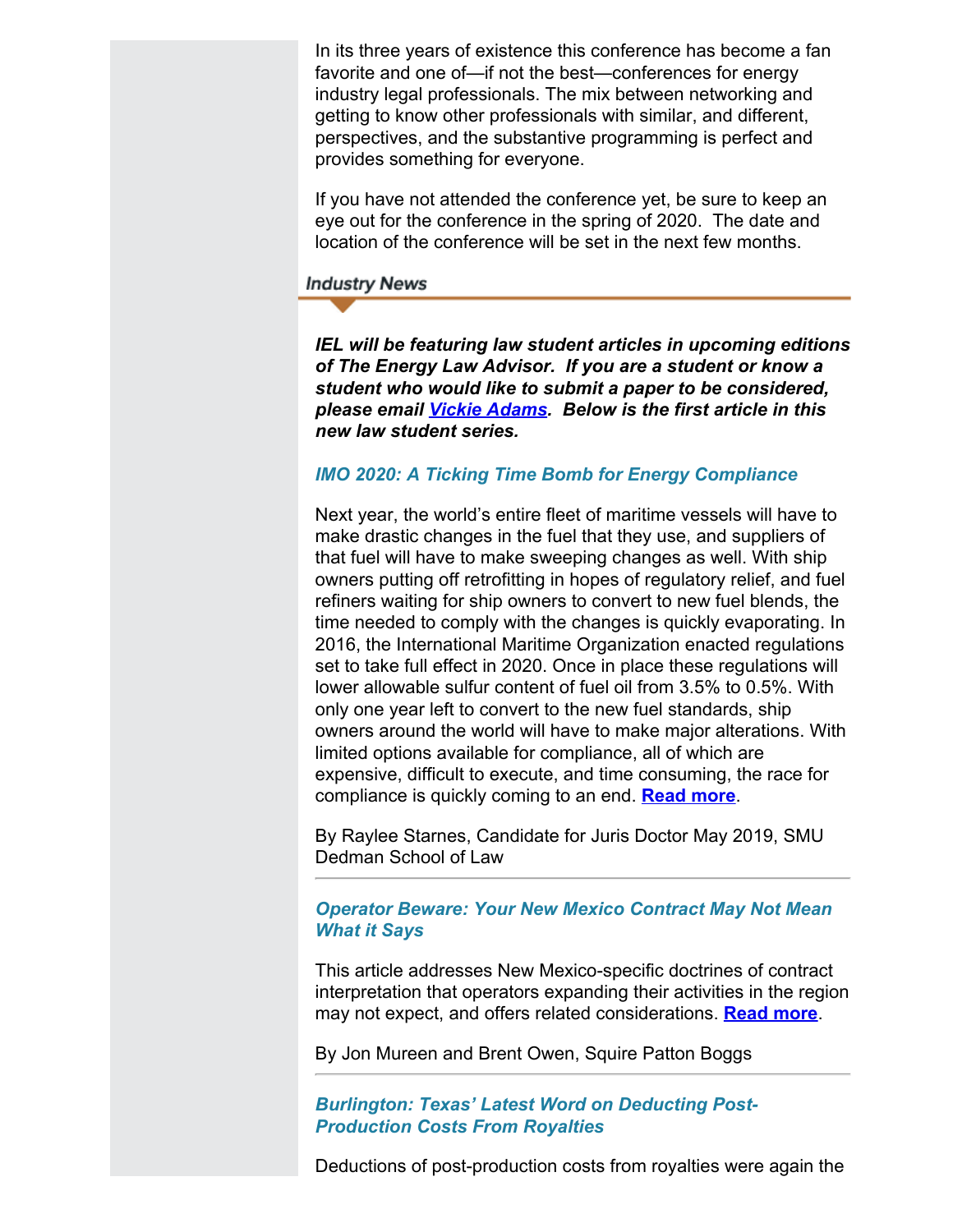In its three years of existence this conference has become a fan favorite and one of—if not the best—conferences for energy industry legal professionals. The mix between networking and getting to know other professionals with similar, and different, perspectives, and the substantive programming is perfect and provides something for everyone.

If you have not attended the conference yet, be sure to keep an eye out for the conference in the spring of 2020. The date and location of the conference will be set in the next few months.

## Industry News

***IEL will be featuring law student articles in upcoming editions of The Energy Law Advisor. If you are a student or know a student who would like to submit a paper to be considered, please email Vickie Adams. Below is the first article in this new law student series.***

### *IMO 2020: A Ticking Time Bomb for Energy Compliance*

Next year, the world's entire fleet of maritime vessels will have to make drastic changes in the fuel that they use, and suppliers of that fuel will have to make sweeping changes as well. With ship owners putting off retrofitting in hopes of regulatory relief, and fuel refiners waiting for ship owners to convert to new fuel blends, the time needed to comply with the changes is quickly evaporating. In 2016, the International Maritime Organization enacted regulations set to take full effect in 2020. Once in place these regulations will lower allowable sulfur content of fuel oil from 3.5% to 0.5%. With only one year left to convert to the new fuel standards, ship owners around the world will have to make major alterations. With limited options available for compliance, all of which are expensive, difficult to execute, and time consuming, the race for compliance is quickly coming to an end. **Read more**.

By Raylee Starnes, Candidate for Juris Doctor May 2019, SMU Dedman School of Law

---

### *Operator Beware: Your New Mexico Contract May Not Mean What it Says*

This article addresses New Mexico-specific doctrines of contract interpretation that operators expanding their activities in the region may not expect, and offers related considerations. **Read more**.

By Jon Mureen and Brent Owen, Squire Patton Boggs

---

### *Burlington: Texas' Latest Word on Deducting Post-Production Costs From Royalties*

Deductions of post-production costs from royalties were again the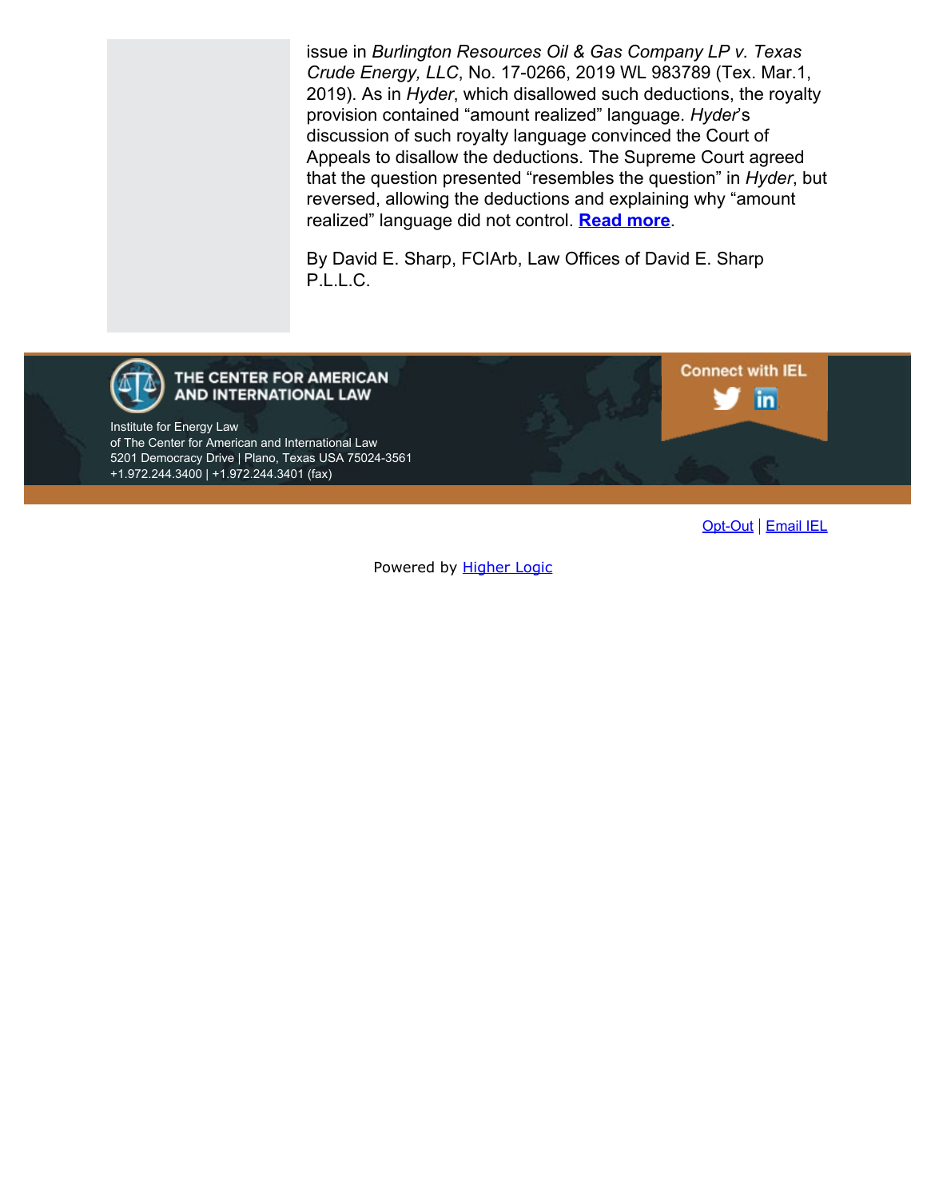issue in *Burlington Resources Oil & Gas Company LP v. Texas Crude Energy, LLC*, No. 17-0266, 2019 WL 983789 (Tex. Mar.1, 2019). As in *Hyder*, which disallowed such deductions, the royalty provision contained "amount realized" language. *Hyder*'s discussion of such royalty language convinced the Court of Appeals to disallow the deductions. The Supreme Court agreed that the question presented "resembles the question" in *Hyder*, but reversed, allowing the deductions and explaining why "amount realized" language did not control. **Read more**.

By David E. Sharp, FCIArb, Law Offices of David E. Sharp P.L.L.C.

THE CENTER FOR AMERICAN AND INTERNATIONAL LAW

Connect with IEL

Institute for Energy Law
of The Center for American and International Law
5201 Democracy Drive | Plano, Texas USA 75024-3561
+1.972.244.3400 | +1.972.244.3401 (fax)

Opt-Out | Email IEL

Powered by Higher Logic